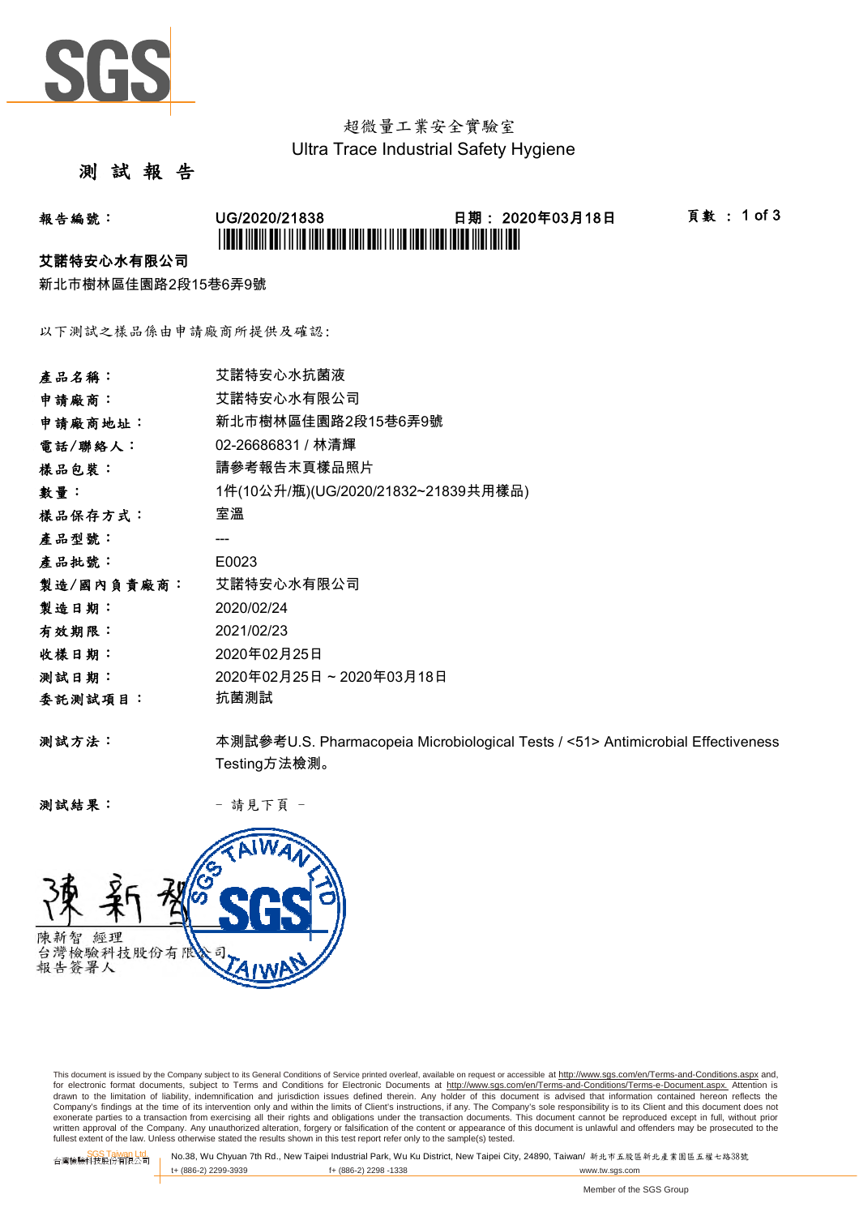超微量工業安全實驗室
Ultra Trace Industrial Safety Hygiene

# 測 試 報 告

**報告編號：** UG/2020/21838　　**日期：** 2020年03月18日　　**頁數：** 1 of 3

**艾諾特安心水有限公司**
新北市樹林區佳園路2段15巷6弄9號

以下測試之樣品係由申請廠商所提供及確認:

| | |
|---|---|
| **產品名稱：** | 艾諾特安心水抗菌液 |
| **申請廠商：** | 艾諾特安心水有限公司 |
| **申請廠商地址：** | 新北市樹林區佳園路2段15巷6弄9號 |
| **電話/聯絡人：** | 02-26686831 / 林清輝 |
| **樣品包裝：** | 請參考報告末頁樣品照片 |
| **數量：** | 1件(10公升/瓶)(UG/2020/21832~21839共用樣品) |
| **樣品保存方式：** | 室溫 |
| **產品型號：** | --- |
| **產品批號：** | E0023 |
| **製造/國內負責廠商：** | 艾諾特安心水有限公司 |
| **製造日期：** | 2020/02/24 |
| **有效期限：** | 2021/02/23 |
| **收樣日期：** | 2020年02月25日 |
| **測試日期：** | 2020年02月25日 ~ 2020年03月18日 |
| **委託測試項目：** | 抗菌測試 |

**測試方法：** 本測試參考U.S. Pharmacopeia Microbiological Tests / <51> Antimicrobial Effectiveness Testing方法檢測。

**測試結果：** – 請見下頁 –

陳新智 經理
台灣檢驗科技股份有限公司
報告簽署人

This document is issued by the Company subject to its General Conditions of Service printed overleaf, available on request or accessible at http://www.sgs.com/en/Terms-and-Conditions.aspx and, for electronic format documents, subject to Terms and Conditions for Electronic Documents at http://www.sgs.com/en/Terms-and-Conditions/Terms-e-Document.aspx. Attention is drawn to the limitation of liability, indemnification and jurisdiction issues defined therein. Any holder of this document is advised that information contained hereon reflects the Company's findings at the time of its intervention only and within the limits of Client's instructions, if any. The Company's sole responsibility is to its Client and this document does not exonerate parties to a transaction from exercising all their rights and obligations under the transaction documents. This document cannot be reproduced except in full, without prior written approval of the Company. Any unauthorized alteration, forgery or falsification of the content or appearance of this document is unlawful and offenders may be prosecuted to the fullest extent of the law. Unless otherwise stated the results shown in this test report refer only to the sample(s) tested.

SGS Taiwan Ltd. 台灣檢驗科技股份有限公司 | No.38, Wu Chyuan 7th Rd., New Taipei Industrial Park, Wu Ku District, New Taipei City, 24890, Taiwan/ 新北市五股區新北產業園區五權七路38號 | t+ (886-2) 2299-3939 | f+ (886-2) 2298 -1338 | www.tw.sgs.com

Member of the SGS Group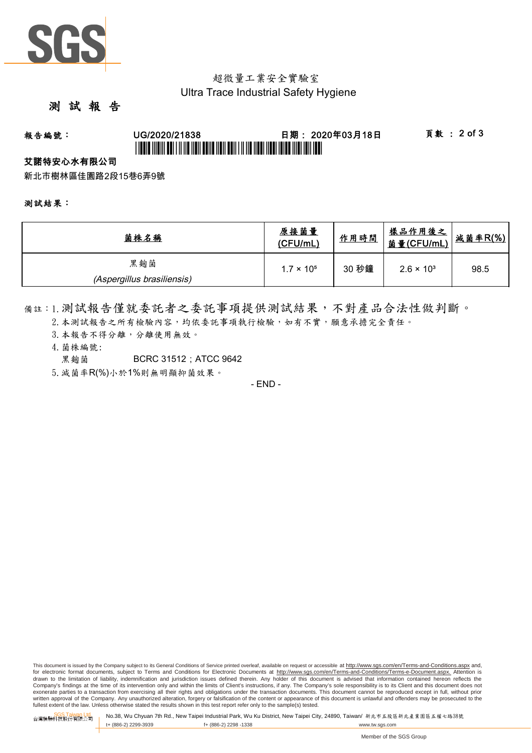超微量工業安全實驗室
Ultra Trace Industrial Safety Hygiene

# 測 試 報 告

**報告編號：** UG/2020/21838 **日期：** 2020年03月18日

**艾諾特安心水有限公司**

新北市樹林區佳園路2段15巷6弄9號

**測試結果：**

| 菌株名稱 | 原接菌量 (CFU/mL) | 作用時間 | 樣品作用後之菌量(CFU/mL) | 減菌率R(%) |
|---|---|---|---|---|
| 黑麴菌 *(Aspergillus brasiliensis)* | $1.7 \times 10^5$ | 30 秒鐘 | $2.6 \times 10^3$ | 98.5 |

備註：1. 測試報告僅就委託者之委託事項提供測試結果，不對產品合法性做判斷。
2. 本測試報告之所有檢驗內容，均依委託事項執行檢驗，如有不實，願意承擔完全責任。
3. 本報告不得分離，分離使用無效。
4. 菌株編號:
黑麴菌 BCRC 31512；ATCC 9642
5. 減菌率R(%)小於1%則無明顯抑菌效果。

- END -

This document is issued by the Company subject to its General Conditions of Service printed overleaf, available on request or accessible at http://www.sgs.com/en/Terms-and-Conditions.aspx and, for electronic format documents, subject to Terms and Conditions for Electronic Documents at http://www.sgs.com/en/Terms-and-Conditions/Terms-e-Document.aspx. Attention is drawn to the limitation of liability, indemnification and jurisdiction issues defined therein. Any holder of this document is advised that information contained hereon reflects the Company's findings at the time of its intervention only and within the limits of Client's instructions, if any. The Company's sole responsibility is to its Client and this document does not exonerate parties to a transaction from exercising all their rights and obligations under the transaction documents. This document cannot be reproduced except in full, without prior written approval of the Company. Any unauthorized alteration, forgery or falsification of the content or appearance of this document is unlawful and offenders may be prosecuted to the fullest extent of the law. Unless otherwise stated the results shown in this test report refer only to the sample(s) tested.

SGS Taiwan Ltd. 台灣檢驗科技股份有限公司 | No.38, Wu Chyuan 7th Rd., New Taipei Industrial Park, Wu Ku District, New Taipei City, 24890, Taiwan/ 新北市五股區新北產業園區五權七路38號
t+ (886-2) 2299-3939 f+ (886-2) 2298 -1338 www.tw.sgs.com

Member of the SGS Group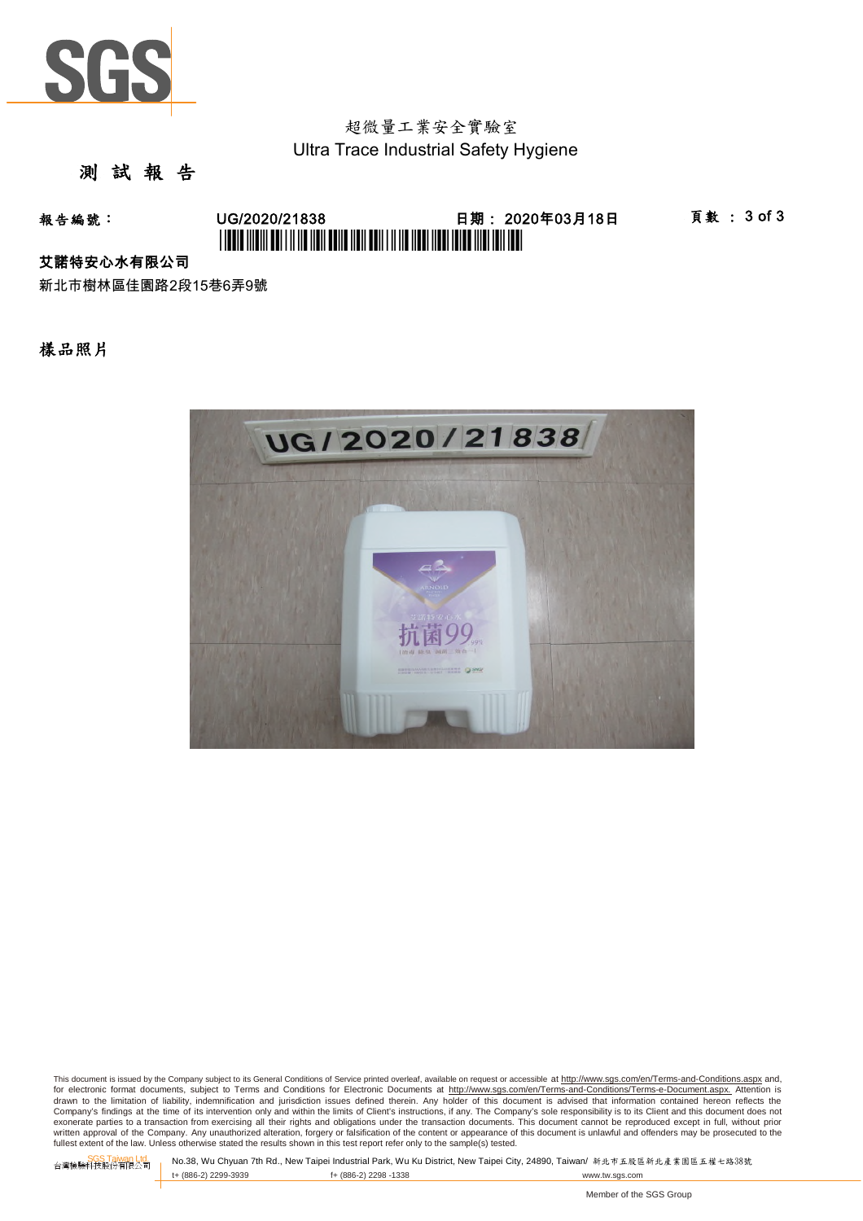超微量工業安全實驗室
Ultra Trace Industrial Safety Hygiene

# 測 試 報 告

**報告編號：** UG/2020/21838　　**日期：** 2020年03月18日

**艾諾特安心水有限公司**

新北市樹林區佳園路2段15巷6弄9號

## 樣品照片

This document is issued by the Company subject to its General Conditions of Service printed overleaf, available on request or accessible at http://www.sgs.com/en/Terms-and-Conditions.aspx and, for electronic format documents, subject to Terms and Conditions for Electronic Documents at http://www.sgs.com/en/Terms-and-Conditions/Terms-e-Document.aspx. Attention is drawn to the limitation of liability, indemnification and jurisdiction issues defined therein. Any holder of this document is advised that information contained hereon reflects the Company's findings at the time of its intervention only and within the limits of Client's instructions, if any. The Company's sole responsibility is to its Client and this document does not exonerate parties to a transaction from exercising all their rights and obligations under the transaction documents. This document cannot be reproduced except in full, without prior written approval of the Company. Any unauthorized alteration, forgery or falsification of the content or appearance of this document is unlawful and offenders may be prosecuted to the fullest extent of the law. Unless otherwise stated the results shown in this test report refer only to the sample(s) tested.

SGS Taiwan Ltd. 台灣檢驗科技股份有限公司 | No.38, Wu Chyuan 7th Rd., New Taipei Industrial Park, Wu Ku District, New Taipei City, 24890, Taiwan/ 新北市五股區新北產業園區五權七路38號
t+ (886-2) 2299-3939　f+ (886-2) 2298 -1338　www.tw.sgs.com

Member of the SGS Group